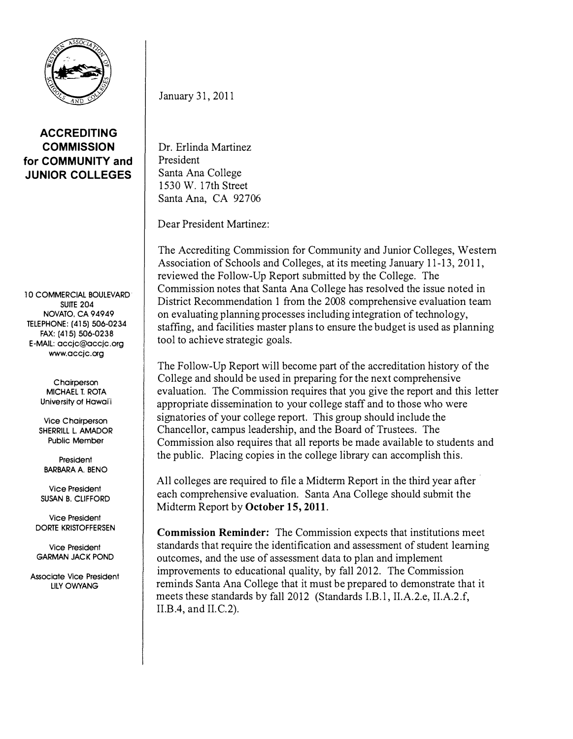**ACCREDITING COMMISSION for COMMUNITY and JUNIOR COLLEGES**

10 COMMERCIAL BOULEVARD
SUITE 204
NOVATO, CA 94949
TELEPHONE: (415) 506-0234
FAX: (415) 506-0238
E-MAIL: accjc@accjc.org
www.accjc.org

Chairperson
MICHAEL T. ROTA
University of Hawai'i

Vice Chairperson
SHERRILL L. AMADOR
Public Member

President
BARBARA A. BENO

Vice President
SUSAN B. CLIFFORD

Vice President
DORTE KRISTOFFERSEN

Vice President
GARMAN JACK POND

Associate Vice President
LILY OWYANG

January 31, 2011

Dr. Erlinda Martinez
President
Santa Ana College
1530 W. 17th Street
Santa Ana, CA 92706

Dear President Martinez:

The Accrediting Commission for Community and Junior Colleges, Western Association of Schools and Colleges, at its meeting January 11-13, 2011, reviewed the Follow-Up Report submitted by the College. The Commission notes that Santa Ana College has resolved the issue noted in District Recommendation 1 from the 2008 comprehensive evaluation team on evaluating planning processes including integration of technology, staffing, and facilities master plans to ensure the budget is used as planning tool to achieve strategic goals.

The Follow-Up Report will become part of the accreditation history of the College and should be used in preparing for the next comprehensive evaluation. The Commission requires that you give the report and this letter appropriate dissemination to your college staff and to those who were signatories of your college report. This group should include the Chancellor, campus leadership, and the Board of Trustees. The Commission also requires that all reports be made available to students and the public. Placing copies in the college library can accomplish this.

All colleges are required to file a Midterm Report in the third year after each comprehensive evaluation. Santa Ana College should submit the Midterm Report by **October 15, 2011**.

**Commission Reminder:** The Commission expects that institutions meet standards that require the identification and assessment of student learning outcomes, and the use of assessment data to plan and implement improvements to educational quality, by fall 2012. The Commission reminds Santa Ana College that it must be prepared to demonstrate that it meets these standards by fall 2012 (Standards I.B.1, II.A.2.e, II.A.2.f, II.B.4, and II.C.2).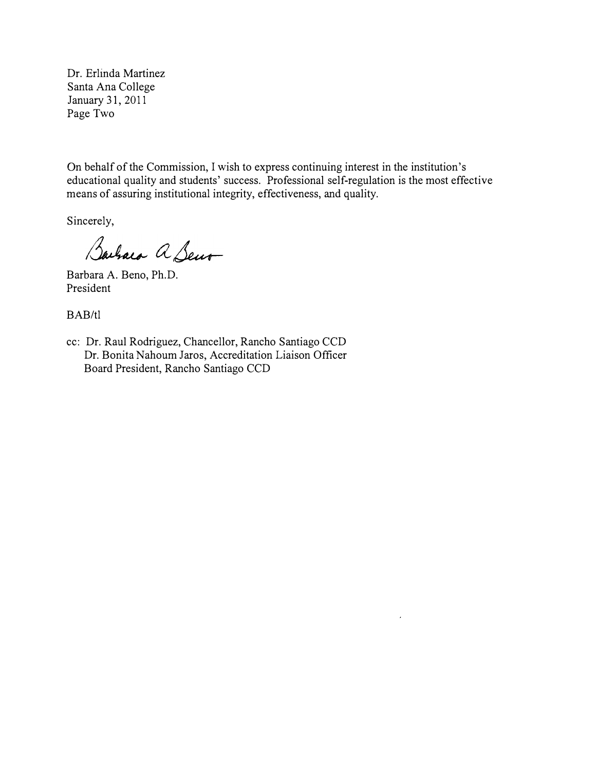Dr. Erlinda Martinez
Santa Ana College
January 31, 2011
Page Two

On behalf of the Commission, I wish to express continuing interest in the institution's educational quality and students' success. Professional self-regulation is the most effective means of assuring institutional integrity, effectiveness, and quality.

Sincerely,

Barbara A. Beno

Barbara A. Beno, Ph.D.
President

BAB/tl

cc: Dr. Raul Rodriguez, Chancellor, Rancho Santiago CCD
Dr. Bonita Nahoum Jaros, Accreditation Liaison Officer
Board President, Rancho Santiago CCD